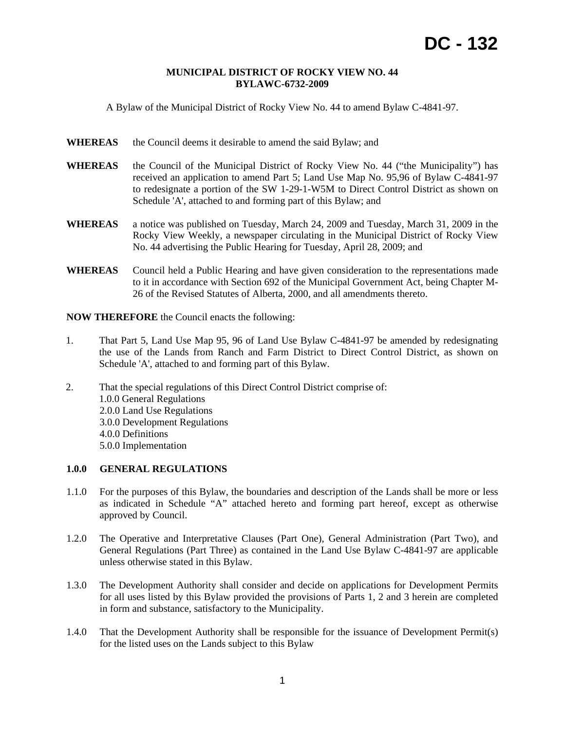# DC - 132

**MUNICIPAL DISTRICT OF ROCKY VIEW NO. 44**
**BYLAWC-6732-2009**

A Bylaw of the Municipal District of Rocky View No. 44 to amend Bylaw C-4841-97.

**WHEREAS** the Council deems it desirable to amend the said Bylaw; and

**WHEREAS** the Council of the Municipal District of Rocky View No. 44 ("the Municipality") has received an application to amend Part 5; Land Use Map No. 95,96 of Bylaw C-4841-97 to redesignate a portion of the SW 1-29-1-W5M to Direct Control District as shown on Schedule 'A', attached to and forming part of this Bylaw; and

**WHEREAS** a notice was published on Tuesday, March 24, 2009 and Tuesday, March 31, 2009 in the Rocky View Weekly, a newspaper circulating in the Municipal District of Rocky View No. 44 advertising the Public Hearing for Tuesday, April 28, 2009; and

**WHEREAS** Council held a Public Hearing and have given consideration to the representations made to it in accordance with Section 692 of the Municipal Government Act, being Chapter M-26 of the Revised Statutes of Alberta, 2000, and all amendments thereto.

**NOW THEREFORE** the Council enacts the following:

1. That Part 5, Land Use Map 95, 96 of Land Use Bylaw C-4841-97 be amended by redesignating the use of the Lands from Ranch and Farm District to Direct Control District, as shown on Schedule 'A', attached to and forming part of this Bylaw.

2. That the special regulations of this Direct Control District comprise of:
   1.0.0 General Regulations
   2.0.0 Land Use Regulations
   3.0.0 Development Regulations
   4.0.0 Definitions
   5.0.0 Implementation

**1.0.0 GENERAL REGULATIONS**

1.1.0 For the purposes of this Bylaw, the boundaries and description of the Lands shall be more or less as indicated in Schedule "A" attached hereto and forming part hereof, except as otherwise approved by Council.

1.2.0 The Operative and Interpretative Clauses (Part One), General Administration (Part Two), and General Regulations (Part Three) as contained in the Land Use Bylaw C-4841-97 are applicable unless otherwise stated in this Bylaw.

1.3.0 The Development Authority shall consider and decide on applications for Development Permits for all uses listed by this Bylaw provided the provisions of Parts 1, 2 and 3 herein are completed in form and substance, satisfactory to the Municipality.

1.4.0 That the Development Authority shall be responsible for the issuance of Development Permit(s) for the listed uses on the Lands subject to this Bylaw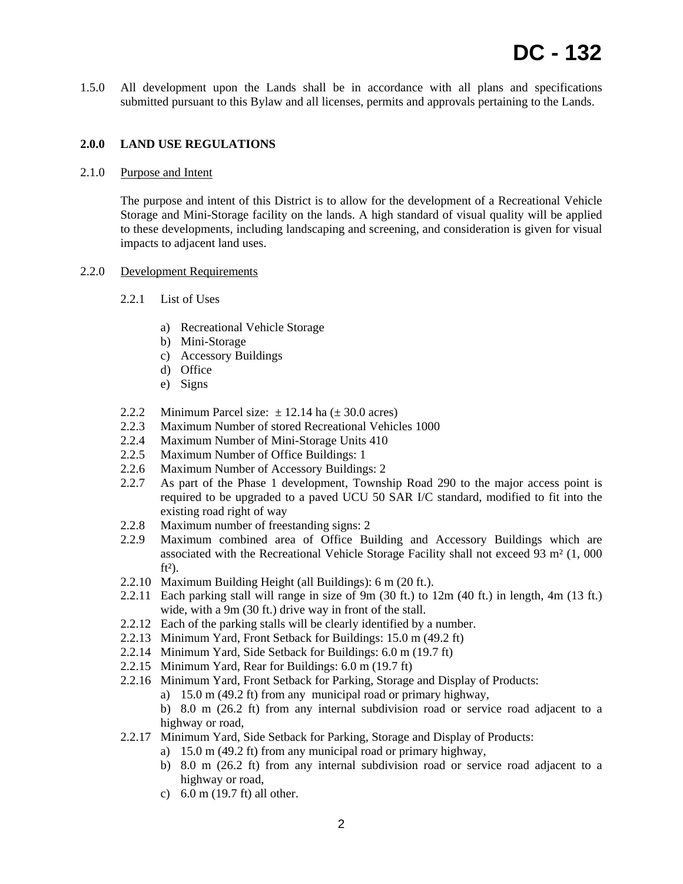1.5.0 All development upon the Lands shall be in accordance with all plans and specifications submitted pursuant to this Bylaw and all licenses, permits and approvals pertaining to the Lands.

## 2.0.0 LAND USE REGULATIONS

2.1.0 Purpose and Intent

The purpose and intent of this District is to allow for the development of a Recreational Vehicle Storage and Mini-Storage facility on the lands. A high standard of visual quality will be applied to these developments, including landscaping and screening, and consideration is given for visual impacts to adjacent land uses.

2.2.0 Development Requirements

2.2.1 List of Uses

a) Recreational Vehicle Storage
b) Mini-Storage
c) Accessory Buildings
d) Office
e) Signs

2.2.2 Minimum Parcel size: ± 12.14 ha (± 30.0 acres)
2.2.3 Maximum Number of stored Recreational Vehicles 1000
2.2.4 Maximum Number of Mini-Storage Units 410
2.2.5 Maximum Number of Office Buildings: 1
2.2.6 Maximum Number of Accessory Buildings: 2
2.2.7 As part of the Phase 1 development, Township Road 290 to the major access point is required to be upgraded to a paved UCU 50 SAR I/C standard, modified to fit into the existing road right of way
2.2.8 Maximum number of freestanding signs: 2
2.2.9 Maximum combined area of Office Building and Accessory Buildings which are associated with the Recreational Vehicle Storage Facility shall not exceed 93 m² (1, 000 ft²).
2.2.10 Maximum Building Height (all Buildings): 6 m (20 ft.).
2.2.11 Each parking stall will range in size of 9m (30 ft.) to 12m (40 ft.) in length, 4m (13 ft.) wide, with a 9m (30 ft.) drive way in front of the stall.
2.2.12 Each of the parking stalls will be clearly identified by a number.
2.2.13 Minimum Yard, Front Setback for Buildings: 15.0 m (49.2 ft)
2.2.14 Minimum Yard, Side Setback for Buildings: 6.0 m (19.7 ft)
2.2.15 Minimum Yard, Rear for Buildings: 6.0 m (19.7 ft)
2.2.16 Minimum Yard, Front Setback for Parking, Storage and Display of Products:

a) 15.0 m (49.2 ft) from any municipal road or primary highway,
b) 8.0 m (26.2 ft) from any internal subdivision road or service road adjacent to a highway or road,

2.2.17 Minimum Yard, Side Setback for Parking, Storage and Display of Products:

a) 15.0 m (49.2 ft) from any municipal road or primary highway,
b) 8.0 m (26.2 ft) from any internal subdivision road or service road adjacent to a highway or road,
c) 6.0 m (19.7 ft) all other.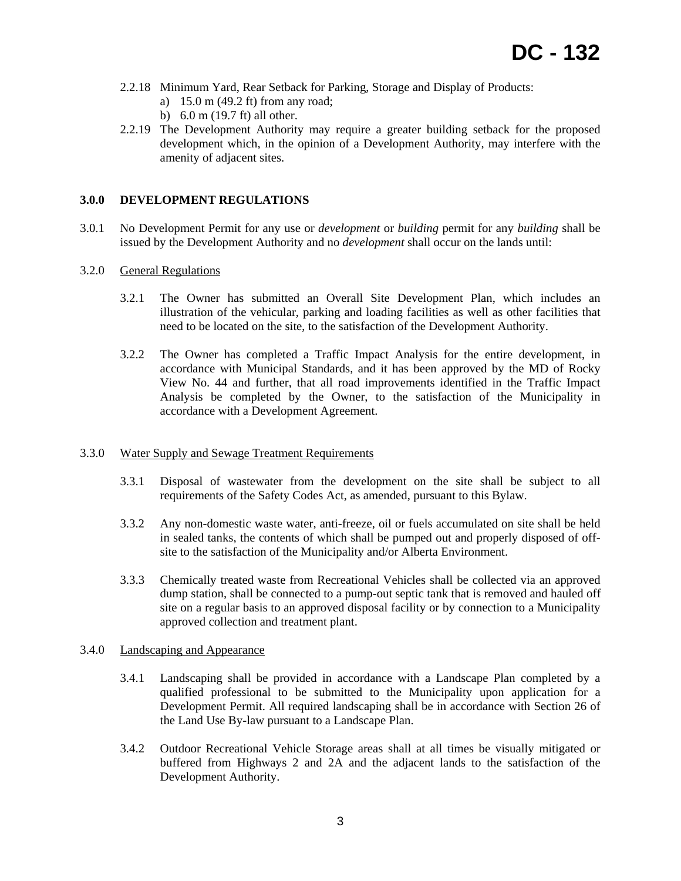2.2.18 Minimum Yard, Rear Setback for Parking, Storage and Display of Products:

a) 15.0 m (49.2 ft) from any road;

b) 6.0 m (19.7 ft) all other.

2.2.19 The Development Authority may require a greater building setback for the proposed development which, in the opinion of a Development Authority, may interfere with the amenity of adjacent sites.

## 3.0.0 DEVELOPMENT REGULATIONS

3.0.1 No Development Permit for any use or *development* or *building* permit for any *building* shall be issued by the Development Authority and no *development* shall occur on the lands until:

3.2.0 General Regulations

3.2.1 The Owner has submitted an Overall Site Development Plan, which includes an illustration of the vehicular, parking and loading facilities as well as other facilities that need to be located on the site, to the satisfaction of the Development Authority.

3.2.2 The Owner has completed a Traffic Impact Analysis for the entire development, in accordance with Municipal Standards, and it has been approved by the MD of Rocky View No. 44 and further, that all road improvements identified in the Traffic Impact Analysis be completed by the Owner, to the satisfaction of the Municipality in accordance with a Development Agreement.

3.3.0 Water Supply and Sewage Treatment Requirements

3.3.1 Disposal of wastewater from the development on the site shall be subject to all requirements of the Safety Codes Act, as amended, pursuant to this Bylaw.

3.3.2 Any non-domestic waste water, anti-freeze, oil or fuels accumulated on site shall be held in sealed tanks, the contents of which shall be pumped out and properly disposed of off-site to the satisfaction of the Municipality and/or Alberta Environment.

3.3.3 Chemically treated waste from Recreational Vehicles shall be collected via an approved dump station, shall be connected to a pump-out septic tank that is removed and hauled off site on a regular basis to an approved disposal facility or by connection to a Municipality approved collection and treatment plant.

3.4.0 Landscaping and Appearance

3.4.1 Landscaping shall be provided in accordance with a Landscape Plan completed by a qualified professional to be submitted to the Municipality upon application for a Development Permit. All required landscaping shall be in accordance with Section 26 of the Land Use By-law pursuant to a Landscape Plan.

3.4.2 Outdoor Recreational Vehicle Storage areas shall at all times be visually mitigated or buffered from Highways 2 and 2A and the adjacent lands to the satisfaction of the Development Authority.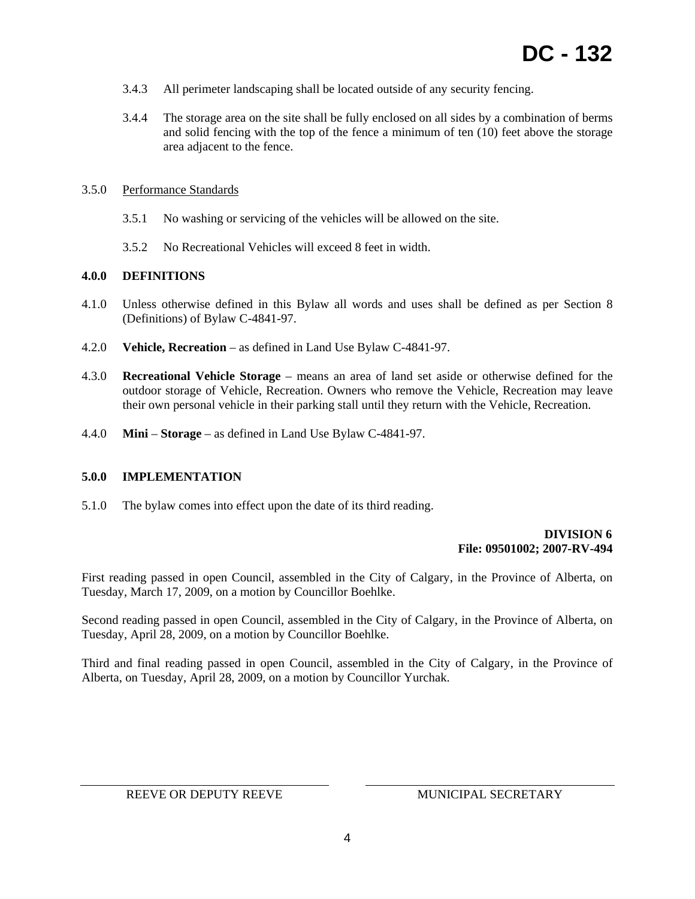3.4.3 All perimeter landscaping shall be located outside of any security fencing.

3.4.4 The storage area on the site shall be fully enclosed on all sides by a combination of berms and solid fencing with the top of the fence a minimum of ten (10) feet above the storage area adjacent to the fence.

3.5.0 Performance Standards

3.5.1 No washing or servicing of the vehicles will be allowed on the site.

3.5.2 No Recreational Vehicles will exceed 8 feet in width.

**4.0.0 DEFINITIONS**

4.1.0 Unless otherwise defined in this Bylaw all words and uses shall be defined as per Section 8 (Definitions) of Bylaw C-4841-97.

4.2.0 **Vehicle, Recreation** – as defined in Land Use Bylaw C-4841-97.

4.3.0 **Recreational Vehicle Storage** – means an area of land set aside or otherwise defined for the outdoor storage of Vehicle, Recreation. Owners who remove the Vehicle, Recreation may leave their own personal vehicle in their parking stall until they return with the Vehicle, Recreation.

4.4.0 **Mini** – **Storage** – as defined in Land Use Bylaw C-4841-97.

**5.0.0 IMPLEMENTATION**

5.1.0 The bylaw comes into effect upon the date of its third reading.

**DIVISION 6**
**File: 09501002; 2007-RV-494**

First reading passed in open Council, assembled in the City of Calgary, in the Province of Alberta, on Tuesday, March 17, 2009, on a motion by Councillor Boehlke.

Second reading passed in open Council, assembled in the City of Calgary, in the Province of Alberta, on Tuesday, April 28, 2009, on a motion by Councillor Boehlke.

Third and final reading passed in open Council, assembled in the City of Calgary, in the Province of Alberta, on Tuesday, April 28, 2009, on a motion by Councillor Yurchak.

REEVE OR DEPUTY REEVE

MUNICIPAL SECRETARY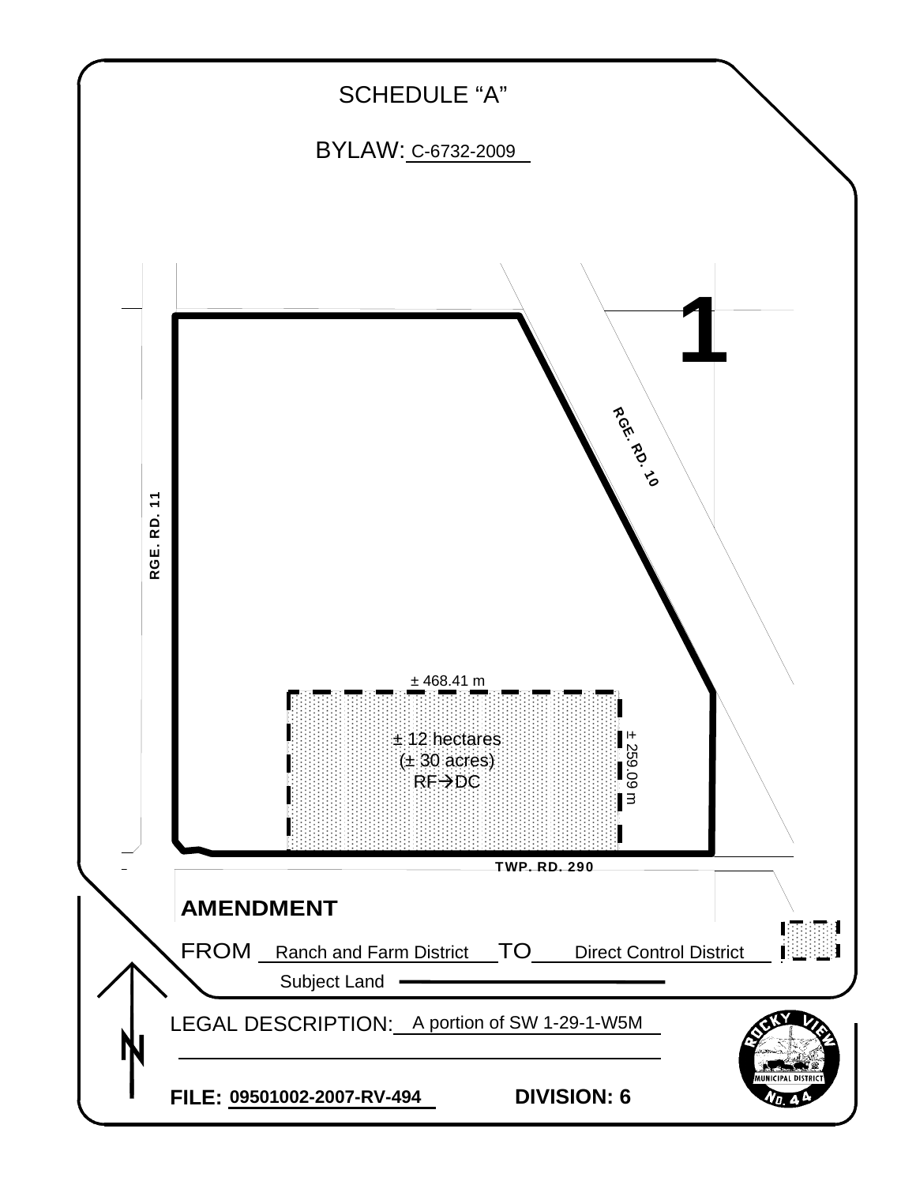# SCHEDULE "A"

BYLAW: C-6732-2009

1

RGE. RD. 10

RGE. RD. 11

± 468.41 m

± 12 hectares
(± 30 acres)
RF→DC

± 259.09 m

TWP. RD. 290

**AMENDMENT**

FROM Ranch and Farm District TO Direct Control District

Subject Land

LEGAL DESCRIPTION: A portion of SW 1-29-1-W5M

**FILE:** 09501002-2007-RV-494 **DIVISION: 6**

ROCKY VIEW MUNICIPAL DISTRICT No. 44